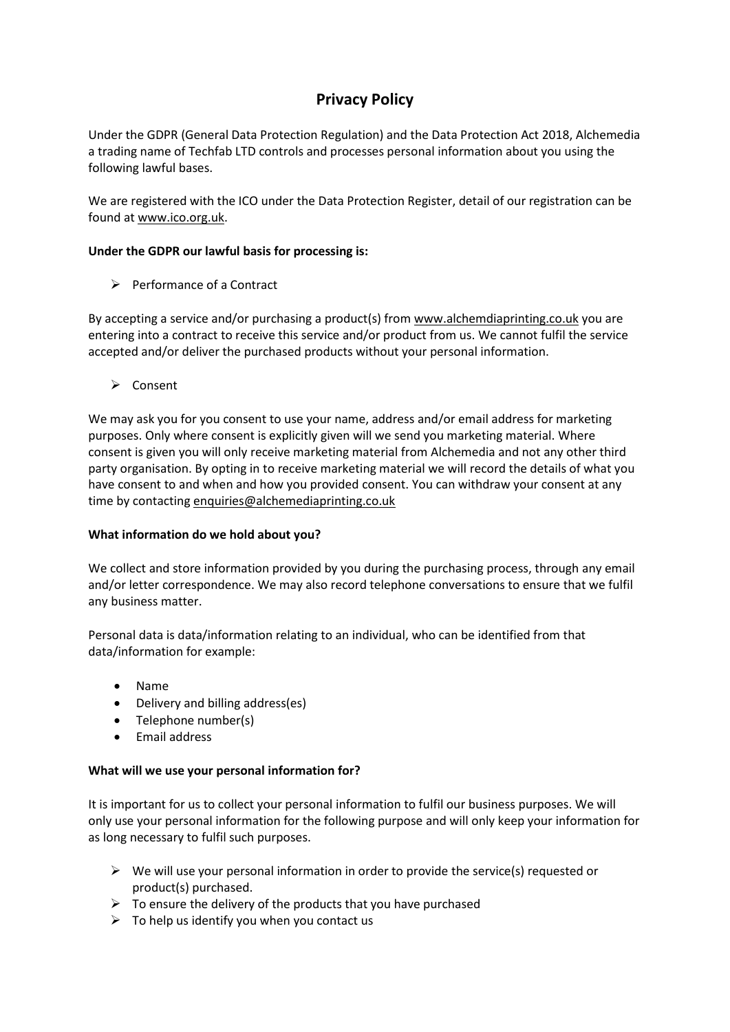# Privacy Policy

Under the GDPR (General Data Protection Regulation) and the Data Protection Act 2018, Alchemedia a trading name of Techfab LTD controls and processes personal information about you using the following lawful bases.

We are registered with the ICO under the Data Protection Register, detail of our registration can be found at www.ico.org.uk.

**Under the GDPR our lawful basis for processing is:**

- Performance of a Contract

By accepting a service and/or purchasing a product(s) from www.alchemdiaprinting.co.uk you are entering into a contract to receive this service and/or product from us. We cannot fulfil the service accepted and/or deliver the purchased products without your personal information.

- Consent

We may ask you for you consent to use your name, address and/or email address for marketing purposes. Only where consent is explicitly given will we send you marketing material. Where consent is given you will only receive marketing material from Alchemedia and not any other third party organisation. By opting in to receive marketing material we will record the details of what you have consent to and when and how you provided consent. You can withdraw your consent at any time by contacting enquiries@alchemediaprinting.co.uk

**What information do we hold about you?**

We collect and store information provided by you during the purchasing process, through any email and/or letter correspondence. We may also record telephone conversations to ensure that we fulfil any business matter.

Personal data is data/information relating to an individual, who can be identified from that data/information for example:

- Name
- Delivery and billing address(es)
- Telephone number(s)
- Email address

**What will we use your personal information for?**

It is important for us to collect your personal information to fulfil our business purposes. We will only use your personal information for the following purpose and will only keep your information for as long necessary to fulfil such purposes.

- We will use your personal information in order to provide the service(s) requested or product(s) purchased.
- To ensure the delivery of the products that you have purchased
- To help us identify you when you contact us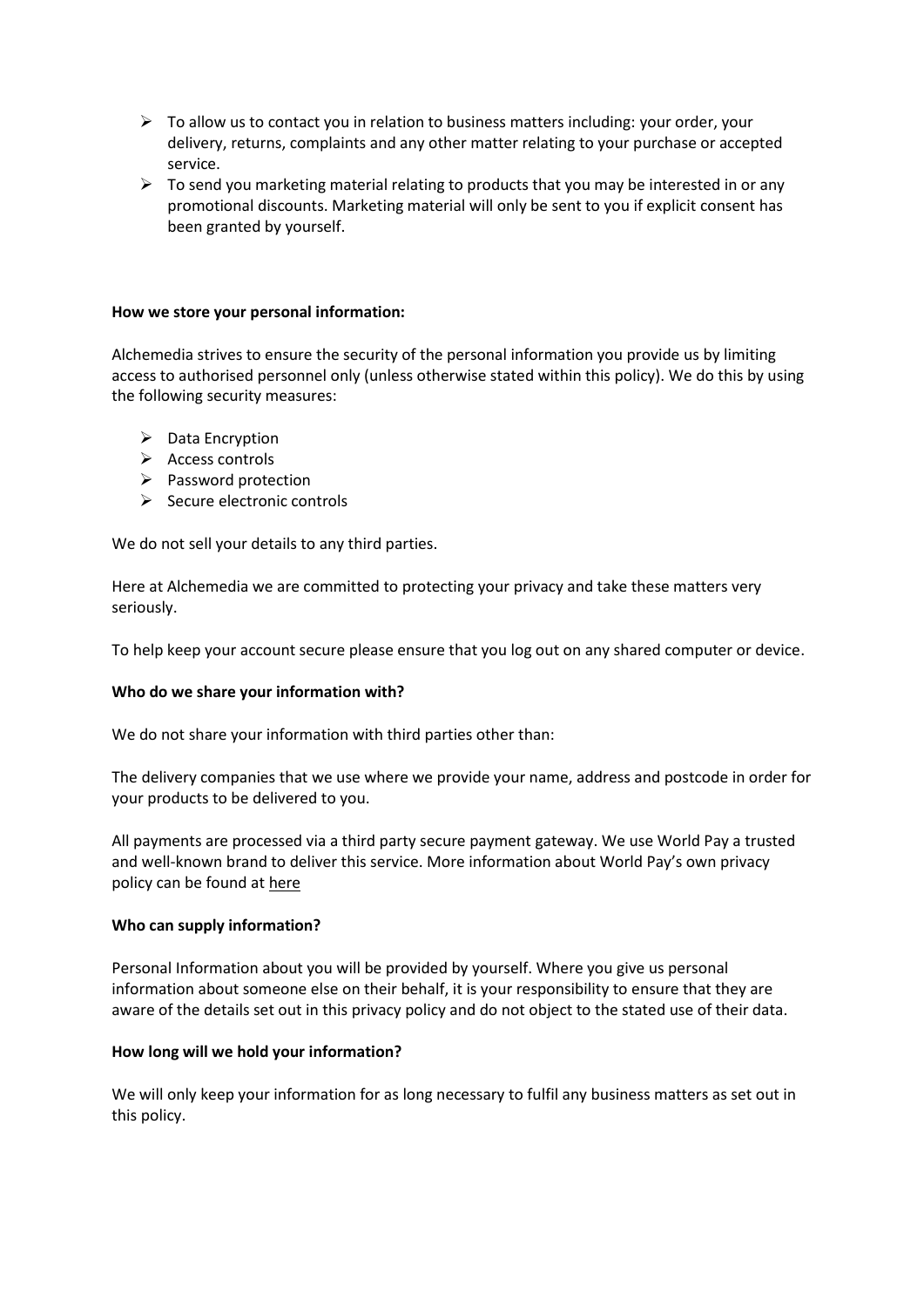- To allow us to contact you in relation to business matters including: your order, your delivery, returns, complaints and any other matter relating to your purchase or accepted service.
- To send you marketing material relating to products that you may be interested in or any promotional discounts. Marketing material will only be sent to you if explicit consent has been granted by yourself.

**How we store your personal information:**

Alchemedia strives to ensure the security of the personal information you provide us by limiting access to authorised personnel only (unless otherwise stated within this policy). We do this by using the following security measures:

- Data Encryption
- Access controls
- Password protection
- Secure electronic controls

We do not sell your details to any third parties.

Here at Alchemedia we are committed to protecting your privacy and take these matters very seriously.

To help keep your account secure please ensure that you log out on any shared computer or device.

**Who do we share your information with?**

We do not share your information with third parties other than:

The delivery companies that we use where we provide your name, address and postcode in order for your products to be delivered to you.

All payments are processed via a third party secure payment gateway. We use World Pay a trusted and well-known brand to deliver this service. More information about World Pay's own privacy policy can be found at here

**Who can supply information?**

Personal Information about you will be provided by yourself. Where you give us personal information about someone else on their behalf, it is your responsibility to ensure that they are aware of the details set out in this privacy policy and do not object to the stated use of their data.

**How long will we hold your information?**

We will only keep your information for as long necessary to fulfil any business matters as set out in this policy.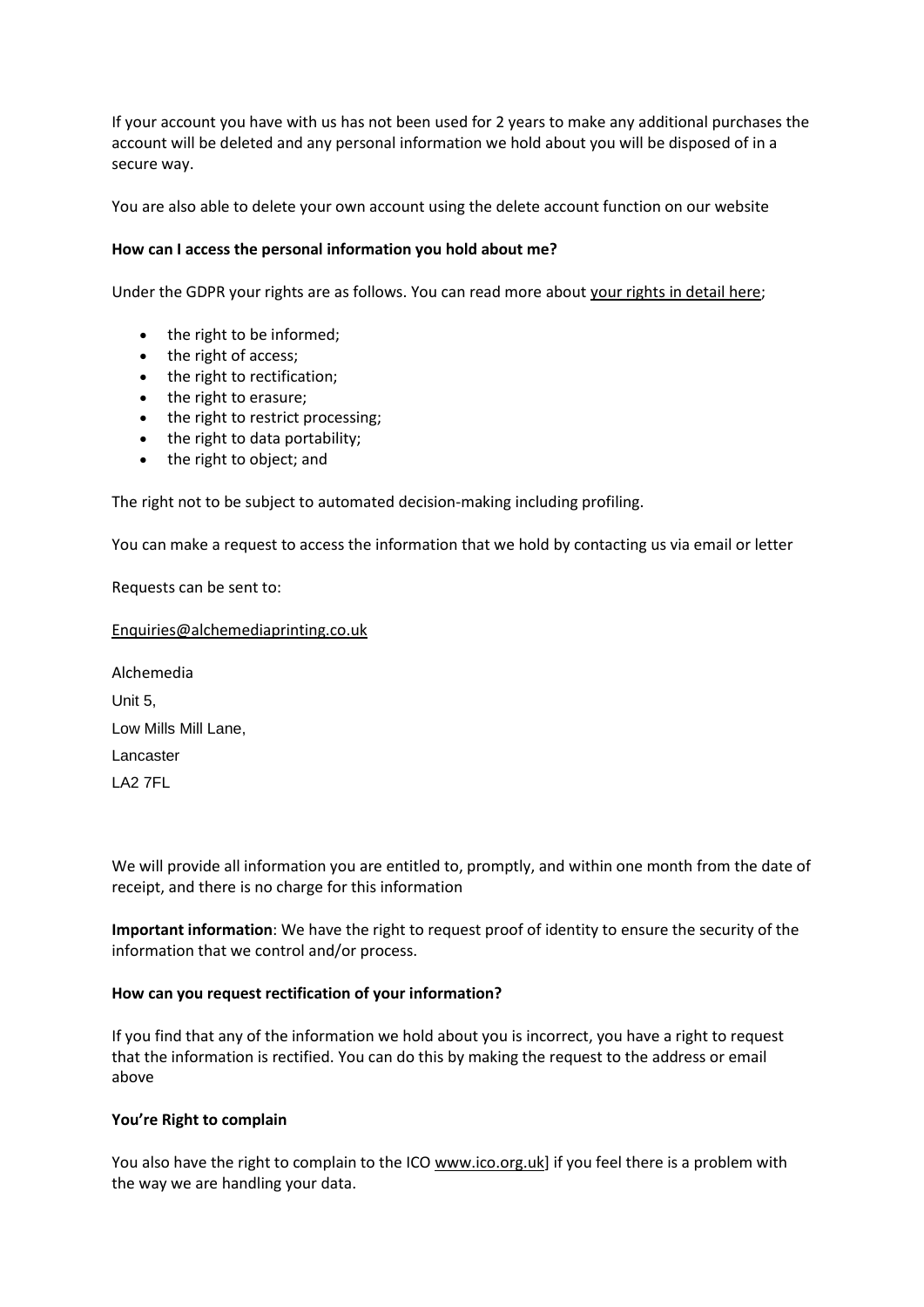If your account you have with us has not been used for 2 years to make any additional purchases the account will be deleted and any personal information we hold about you will be disposed of in a secure way.

You are also able to delete your own account using the delete account function on our website

**How can I access the personal information you hold about me?**

Under the GDPR your rights are as follows. You can read more about your rights in detail here;

- the right to be informed;
- the right of access;
- the right to rectification;
- the right to erasure;
- the right to restrict processing;
- the right to data portability;
- the right to object; and

The right not to be subject to automated decision-making including profiling.

You can make a request to access the information that we hold by contacting us via email or letter

Requests can be sent to:

Enquiries@alchemediaprinting.co.uk

Alchemedia

Unit 5,

Low Mills Mill Lane,

Lancaster

LA2 7FL

We will provide all information you are entitled to, promptly, and within one month from the date of receipt, and there is no charge for this information

**Important information**: We have the right to request proof of identity to ensure the security of the information that we control and/or process.

**How can you request rectification of your information?**

If you find that any of the information we hold about you is incorrect, you have a right to request that the information is rectified. You can do this by making the request to the address or email above

**You're Right to complain**

You also have the right to complain to the ICO www.ico.org.uk] if you feel there is a problem with the way we are handling your data.